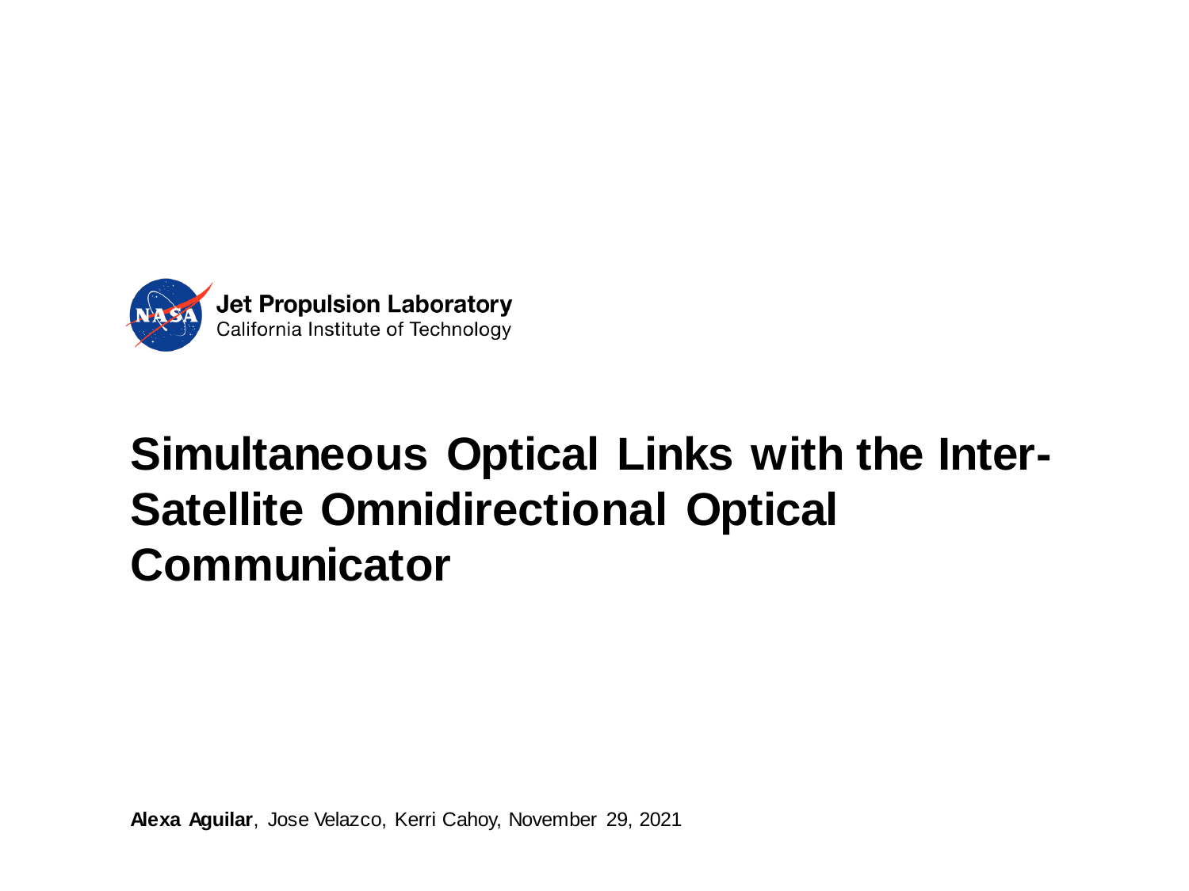Jet Propulsion Laboratory
California Institute of Technology

# Simultaneous Optical Links with the Inter-Satellite Omnidirectional Optical Communicator

**Alexa Aguilar**, Jose Velazco, Kerri Cahoy, November 29, 2021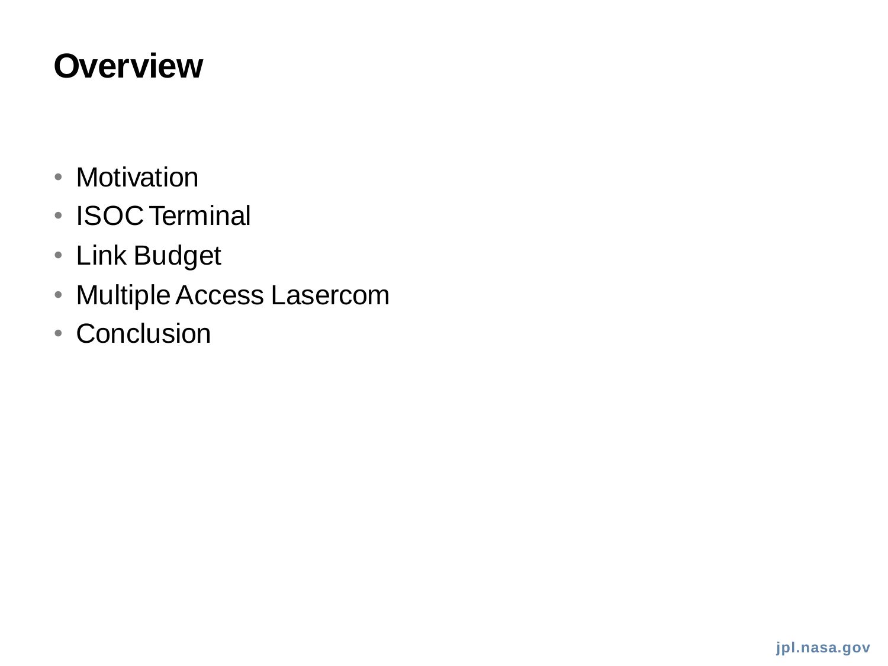# Overview

- Motivation
- ISOC Terminal
- Link Budget
- Multiple Access Lasercom
- Conclusion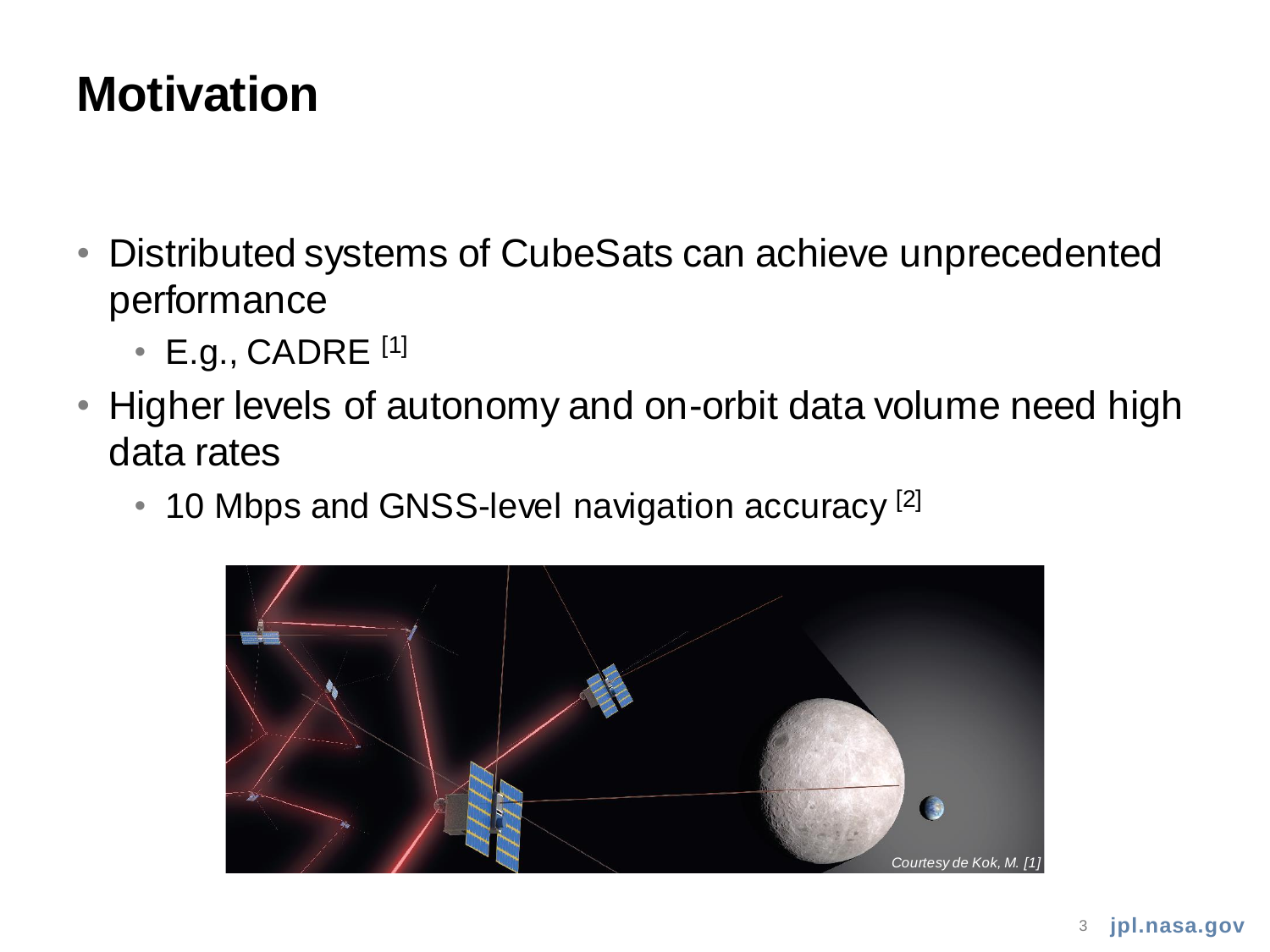# Motivation

- Distributed systems of CubeSats can achieve unprecedented performance
  - E.g., CADRE [1]
- Higher levels of autonomy and on-orbit data volume need high data rates
  - 10 Mbps and GNSS-level navigation accuracy [2]

*Courtesy de Kok, M. [1]*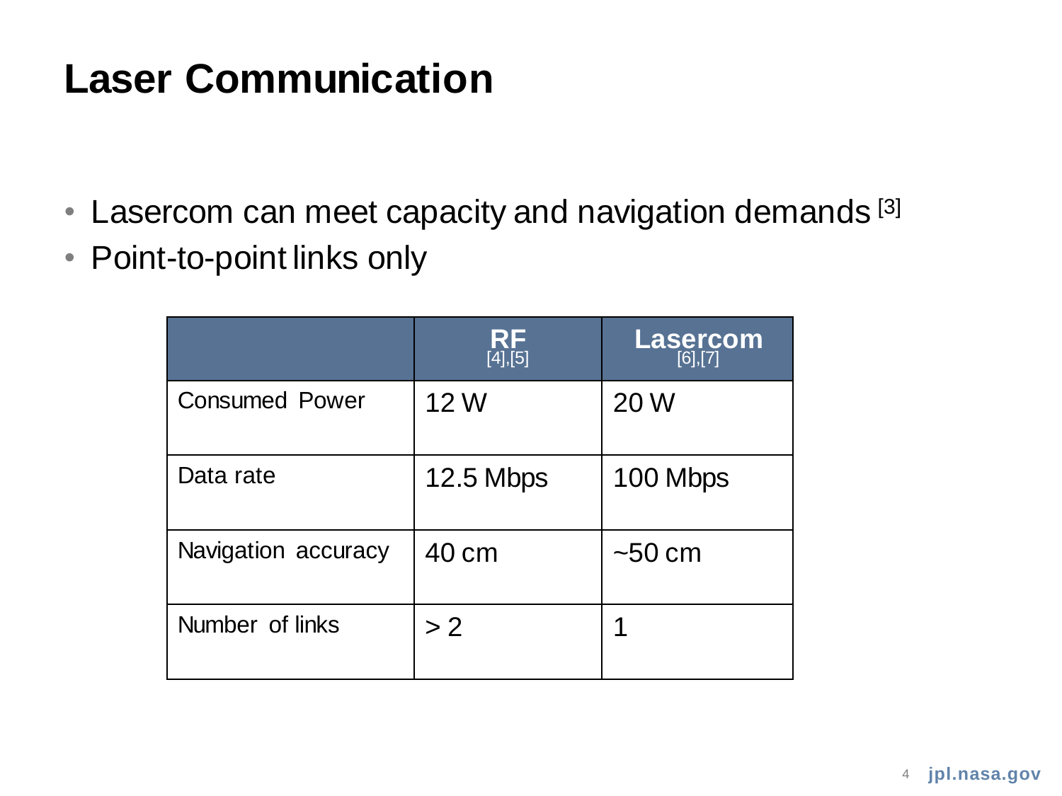# Laser Communication

- Lasercom can meet capacity and navigation demands [3]
- Point-to-point links only

| | RF [4],[5] | Lasercom [6],[7] |
|---|---|---|
| Consumed Power | 12 W | 20 W |
| Data rate | 12.5 Mbps | 100 Mbps |
| Navigation accuracy | 40 cm | ~50 cm |
| Number of links | > 2 | 1 |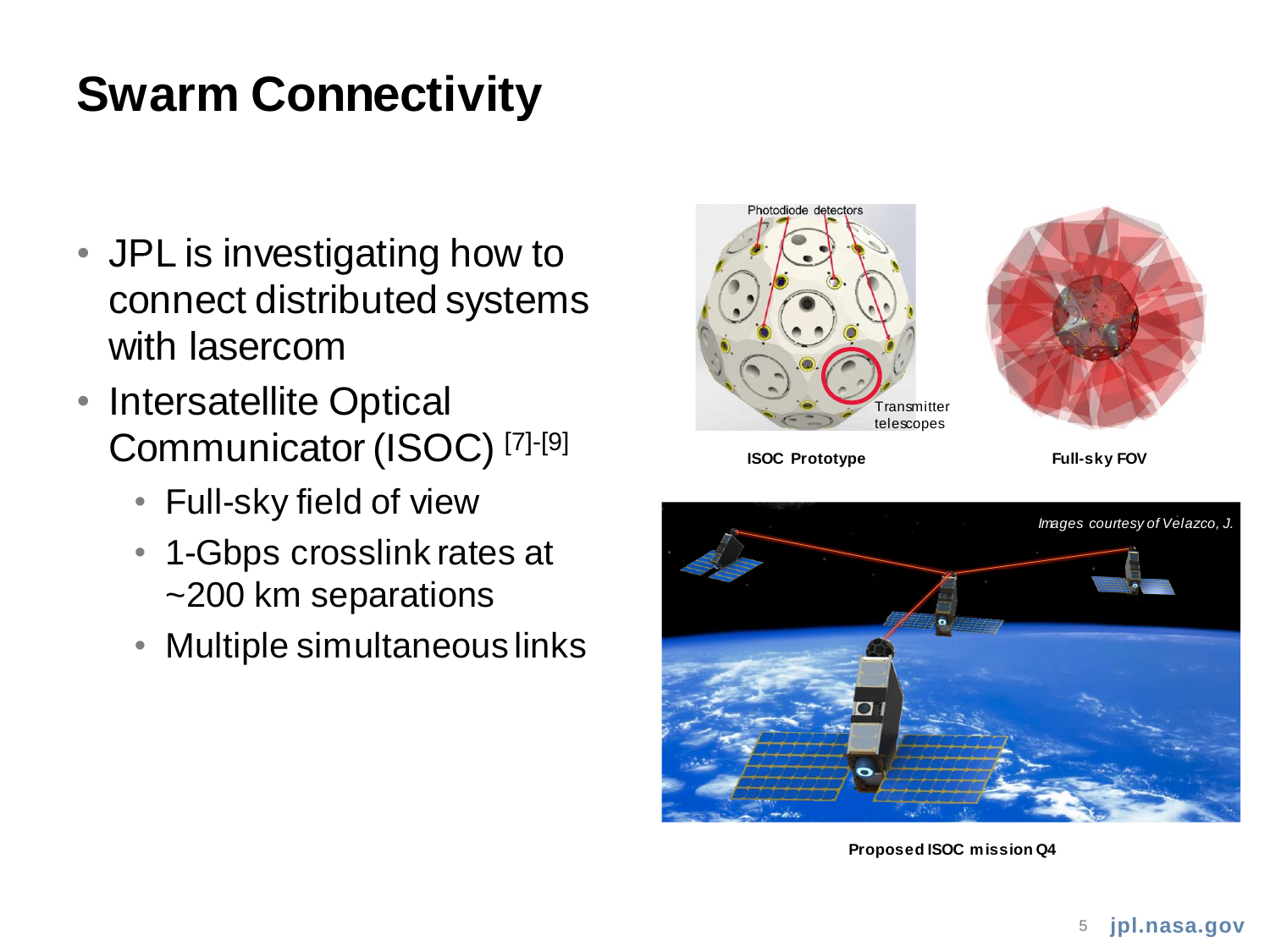# Swarm Connectivity

- JPL is investigating how to connect distributed systems with lasercom
- Intersatellite Optical Communicator (ISOC) [7]-[9]
  - Full-sky field of view
  - 1-Gbps crosslink rates at ~200 km separations
  - Multiple simultaneous links

Photodiode detectors

Transmitter telescopes

**ISOC Prototype**

**Full-sky FOV**

*Images courtesy of Velazco, J.*

**Proposed ISOC mission Q4**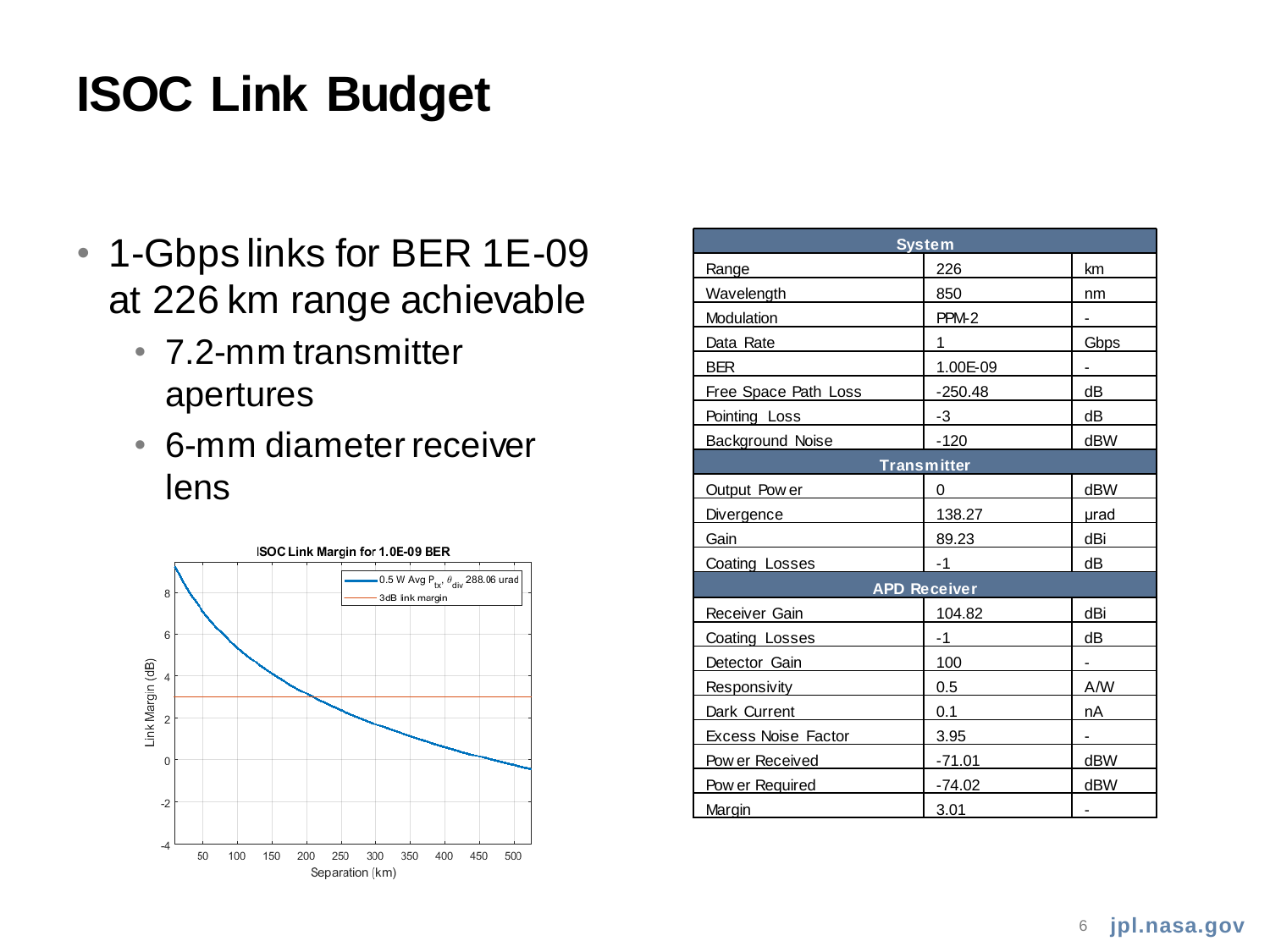# ISOC Link Budget

- 1-Gbps links for BER 1E-09 at 226 km range achievable
  - 7.2-mm transmitter apertures
  - 6-mm diameter receiver lens

| System | | |
|---|---|---|
| Range | 226 | km |
| Wavelength | 850 | nm |
| Modulation | PPM-2 | - |
| Data Rate | 1 | Gbps |
| BER | 1.00E-09 | - |
| Free Space Path Loss | -250.48 | dB |
| Pointing Loss | -3 | dB |
| Background Noise | -120 | dBW |
| **Transmitter** | | |
| Output Power | 0 | dBW |
| Divergence | 138.27 | μrad |
| Gain | 89.23 | dBi |
| Coating Losses | -1 | dB |
| **APD Receiver** | | |
| Receiver Gain | 104.82 | dBi |
| Coating Losses | -1 | dB |
| Detector Gain | 100 | - |
| Responsivity | 0.5 | A/W |
| Dark Current | 0.1 | nA |
| Excess Noise Factor | 3.95 | - |
| Power Received | -71.01 | dBW |
| Power Required | -74.02 | dBW |
| Margin | 3.01 | - |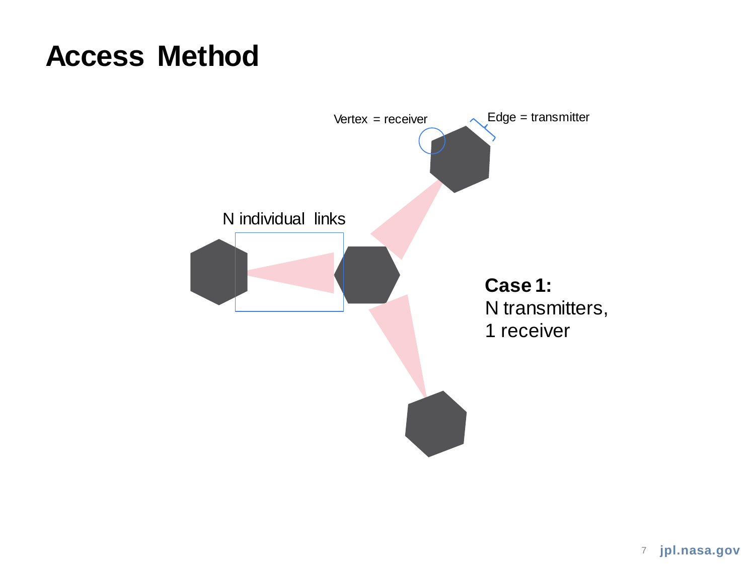# Access Method

Vertex = receiver

Edge = transmitter

N individual links

**Case 1:**
N transmitters,
1 receiver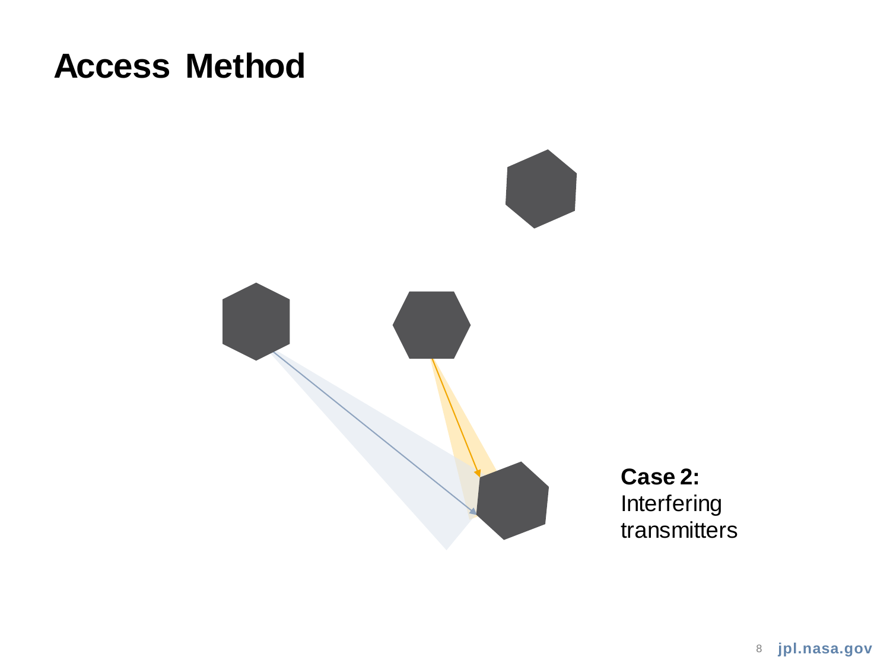# Access Method

**Case 2:**
Interfering transmitters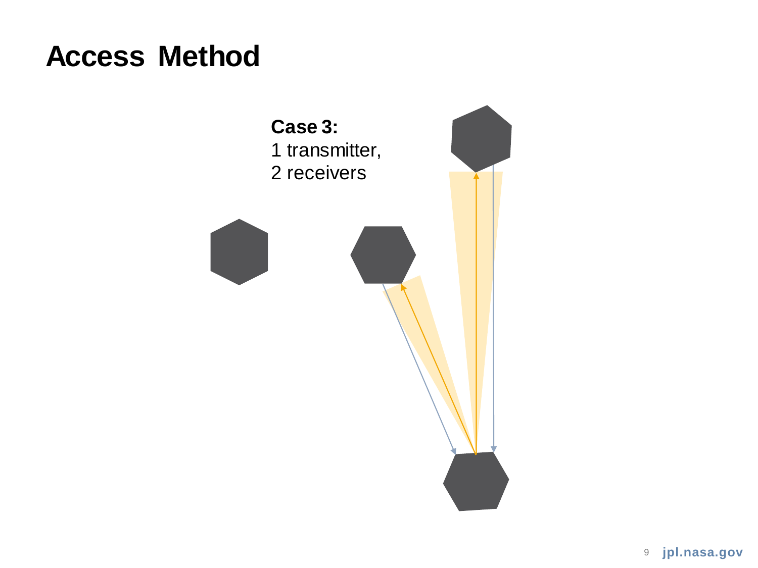# Access Method

**Case 3:**
1 transmitter,
2 receivers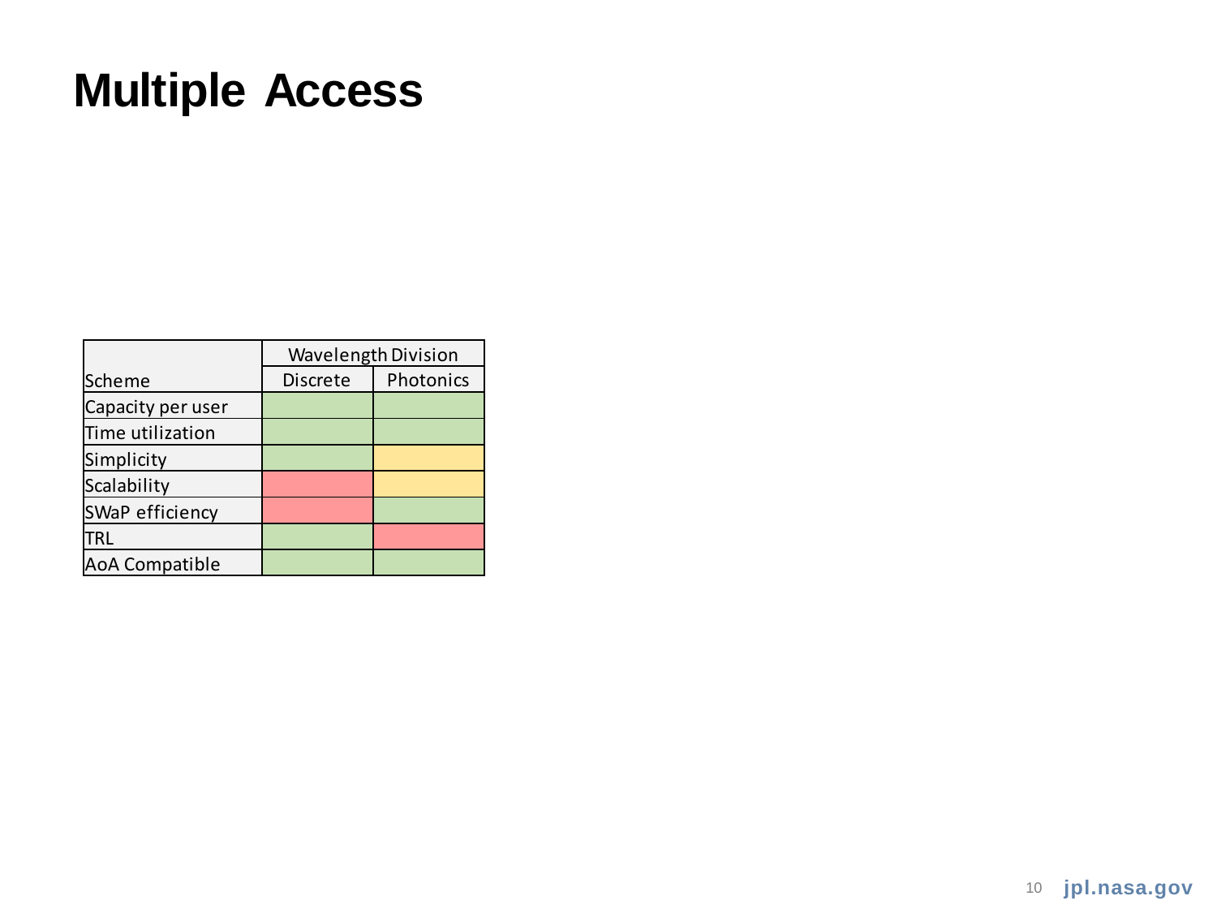# Multiple Access

| Scheme | Wavelength Division | |
|---|---|---|
| | Discrete | Photonics |
| Capacity per user | Green | Green |
| Time utilization | Green | Green |
| Simplicity | Green | Yellow |
| Scalability | Red | Yellow |
| SWaP efficiency | Red | Green |
| TRL | Green | Red |
| AoA Compatible | Green | Green |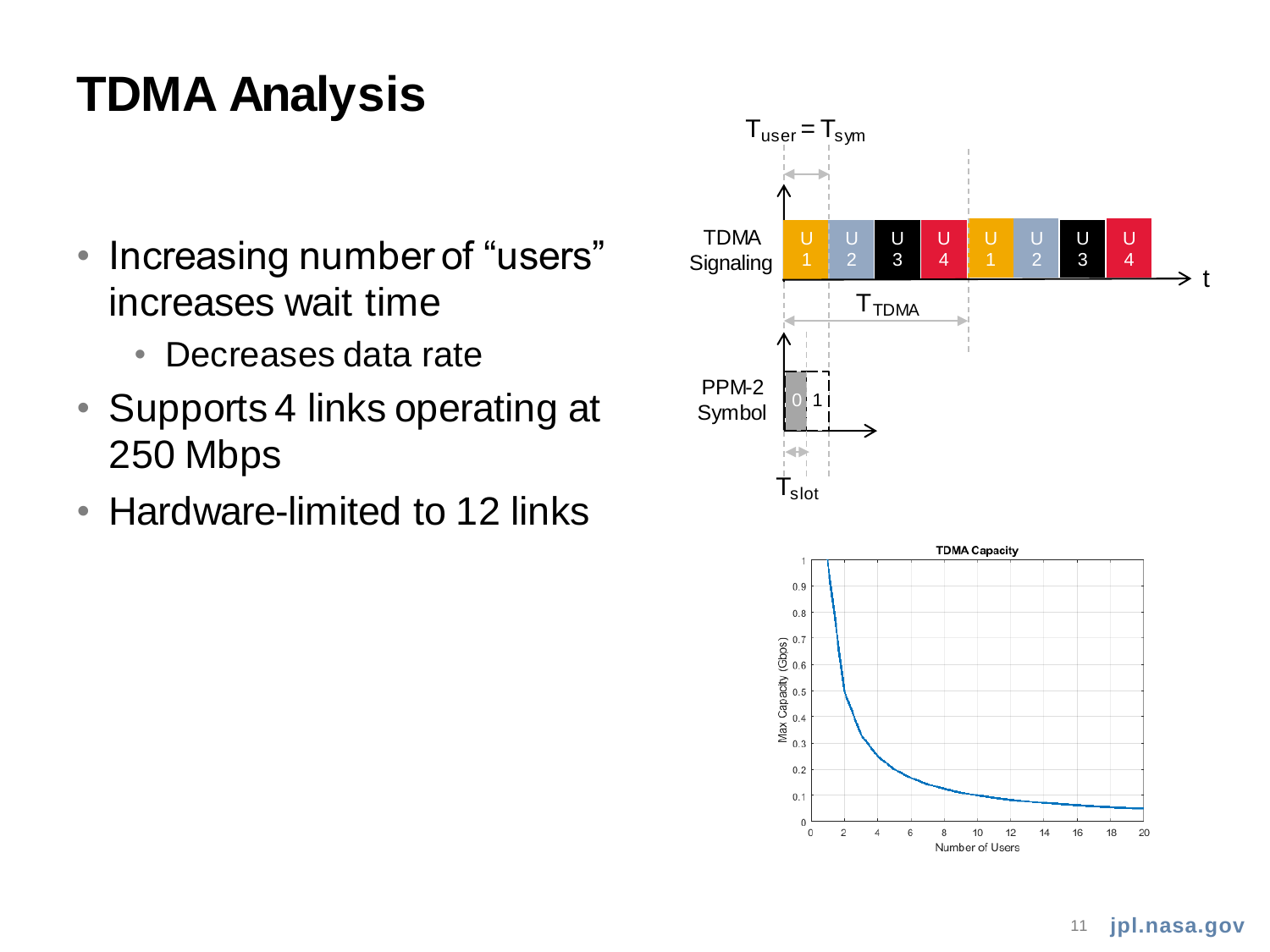# TDMA Analysis

- Increasing number of “users” increases wait time
  - Decreases data rate
- Supports 4 links operating at 250 Mbps
- Hardware-limited to 12 links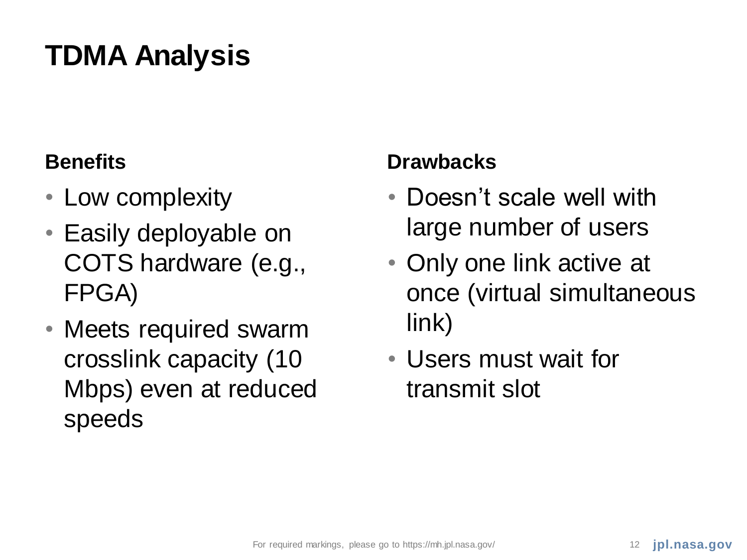# TDMA Analysis

### Benefits

- Low complexity
- Easily deployable on COTS hardware (e.g., FPGA)
- Meets required swarm crosslink capacity (10 Mbps) even at reduced speeds

### Drawbacks

- Doesn’t scale well with large number of users
- Only one link active at once (virtual simultaneous link)
- Users must wait for transmit slot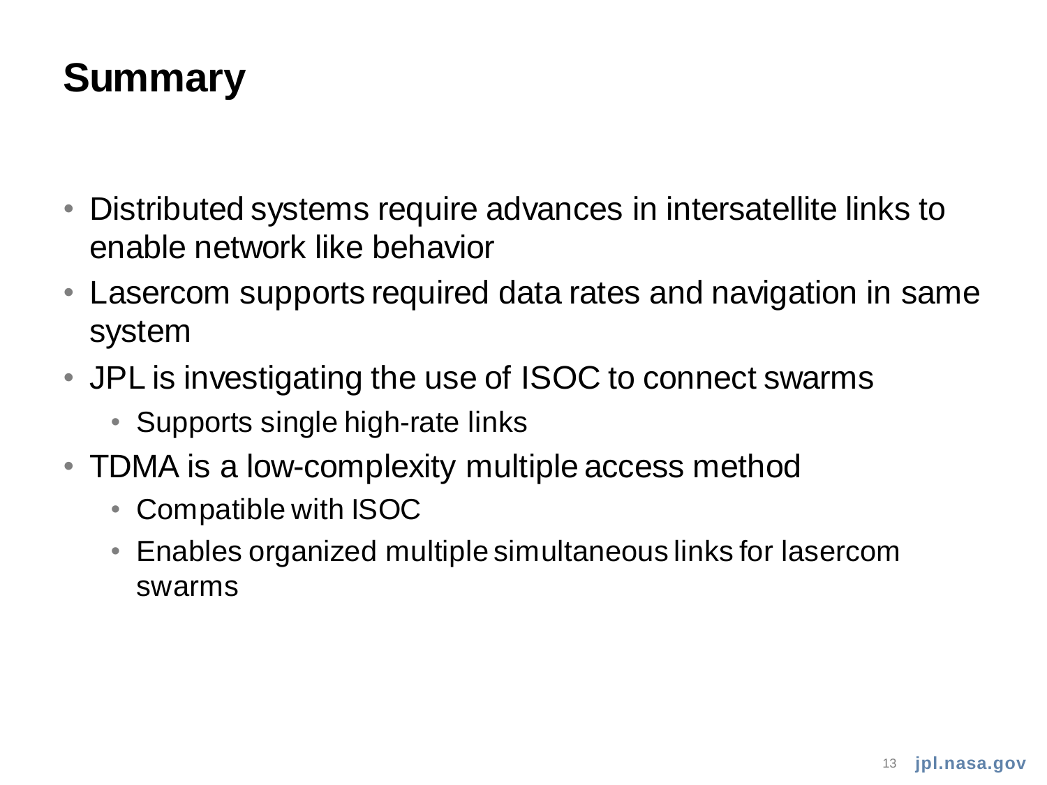# Summary

- Distributed systems require advances in intersatellite links to enable network like behavior
- Lasercom supports required data rates and navigation in same system
- JPL is investigating the use of ISOC to connect swarms
  - Supports single high-rate links
- TDMA is a low-complexity multiple access method
  - Compatible with ISOC
  - Enables organized multiple simultaneous links for lasercom swarms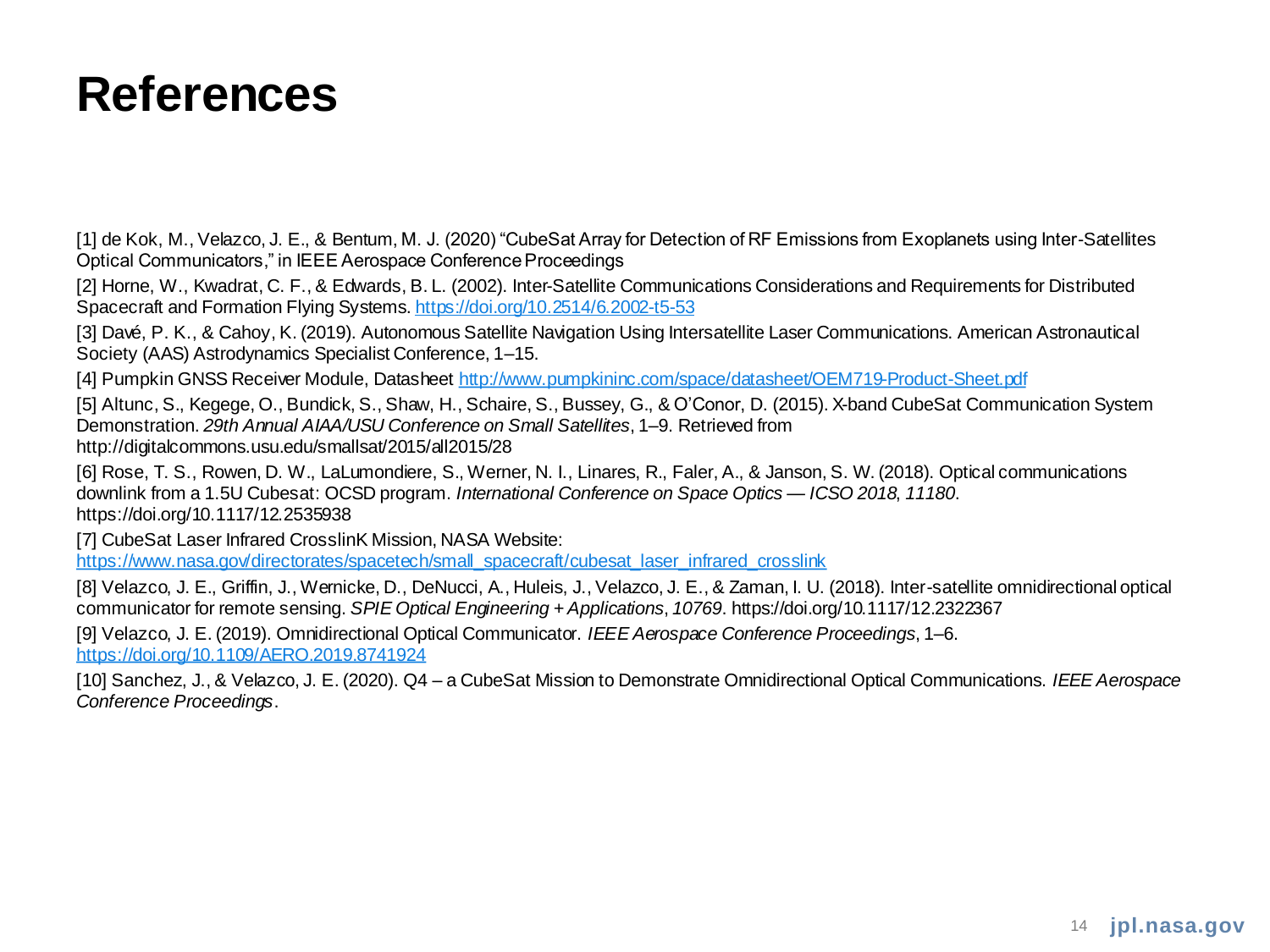# References

[1] de Kok, M., Velazco, J. E., & Bentum, M. J. (2020) "CubeSat Array for Detection of RF Emissions from Exoplanets using Inter-Satellites Optical Communicators," in IEEE Aerospace Conference Proceedings

[2] Horne, W., Kwadrat, C. F., & Edwards, B. L. (2002). Inter-Satellite Communications Considerations and Requirements for Distributed Spacecraft and Formation Flying Systems. https://doi.org/10.2514/6.2002-t5-53

[3] Davé, P. K., & Cahoy, K. (2019). Autonomous Satellite Navigation Using Intersatellite Laser Communications. American Astronautical Society (AAS) Astrodynamics Specialist Conference, 1–15.

[4] Pumpkin GNSS Receiver Module, Datasheet http://www.pumpkininc.com/space/datasheet/OEM719-Product-Sheet.pdf

[5] Altunc, S., Kegege, O., Bundick, S., Shaw, H., Schaire, S., Bussey, G., & O'Conor, D. (2015). X-band CubeSat Communication System Demonstration. *29th Annual AIAA/USU Conference on Small Satellites*, 1–9. Retrieved from http://digitalcommons.usu.edu/smallsat/2015/all2015/28

[6] Rose, T. S., Rowen, D. W., LaLumondiere, S., Werner, N. I., Linares, R., Faler, A., & Janson, S. W. (2018). Optical communications downlink from a 1.5U Cubesat: OCSD program. *International Conference on Space Optics — ICSO 2018*, *11180*. https://doi.org/10.1117/12.2535938

[7] CubeSat Laser Infrared CrosslinK Mission, NASA Website: https://www.nasa.gov/directorates/spacetech/small_spacecraft/cubesat_laser_infrared_crosslink

[8] Velazco, J. E., Griffin, J., Wernicke, D., DeNucci, A., Huleis, J., Velazco, J. E., & Zaman, I. U. (2018). Inter-satellite omnidirectional optical communicator for remote sensing. *SPIE Optical Engineering + Applications*, *10769*. https://doi.org/10.1117/12.2322367

[9] Velazco, J. E. (2019). Omnidirectional Optical Communicator. *IEEE Aerospace Conference Proceedings*, 1–6. https://doi.org/10.1109/AERO.2019.8741924

[10] Sanchez, J., & Velazco, J. E. (2020). Q4 – a CubeSat Mission to Demonstrate Omnidirectional Optical Communications. *IEEE Aerospace Conference Proceedings*.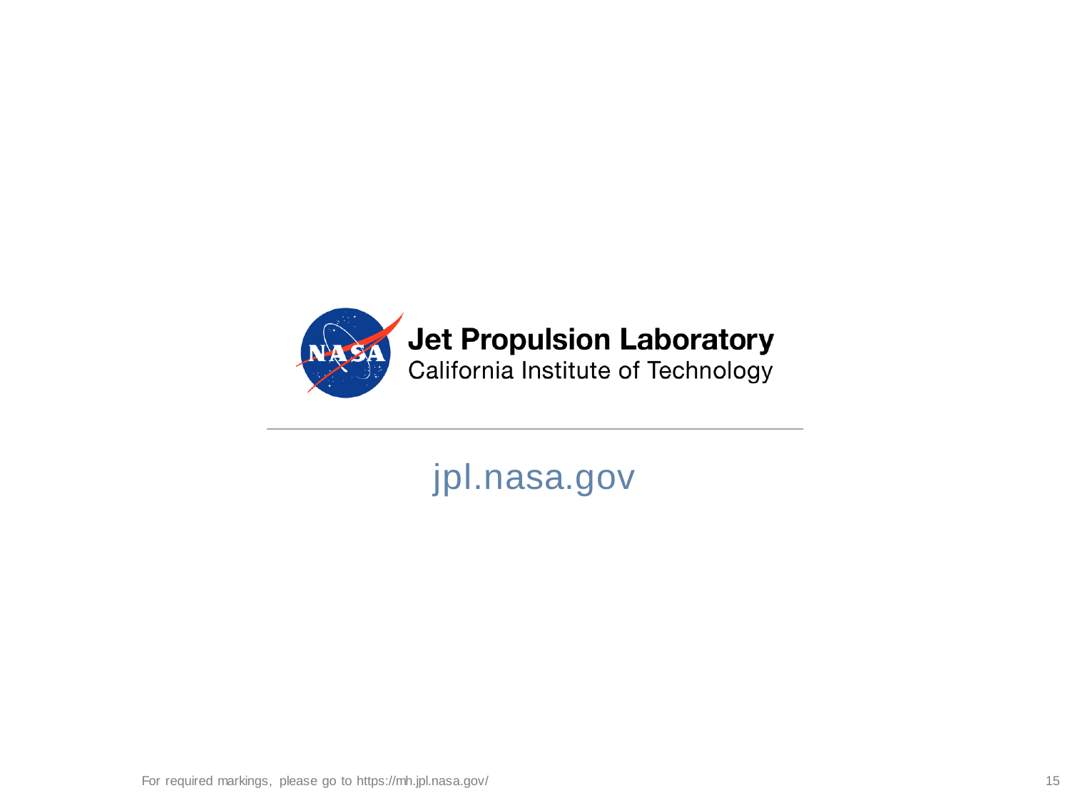Jet Propulsion Laboratory
California Institute of Technology

jpl.nasa.gov

For required markings, please go to https://mh.jpl.nasa.gov/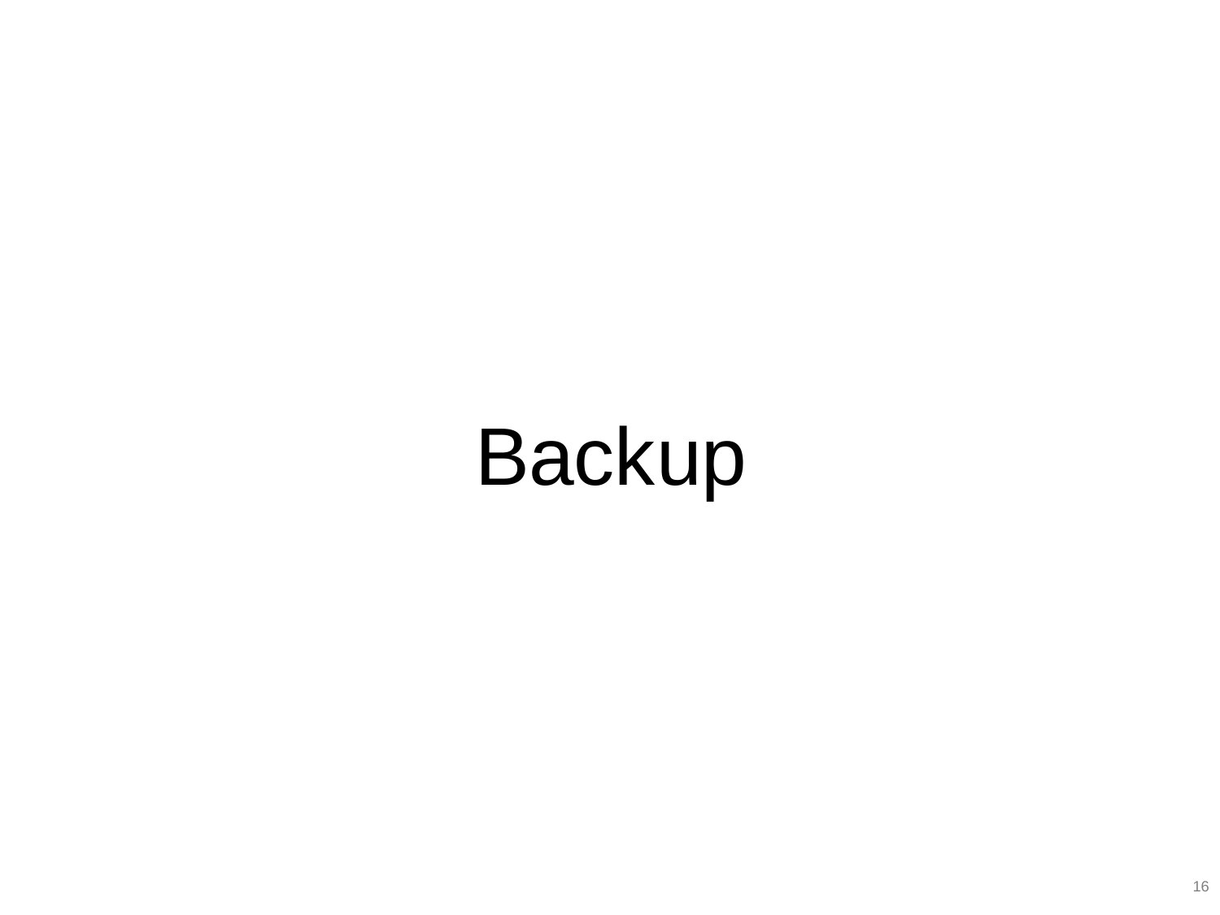# Backup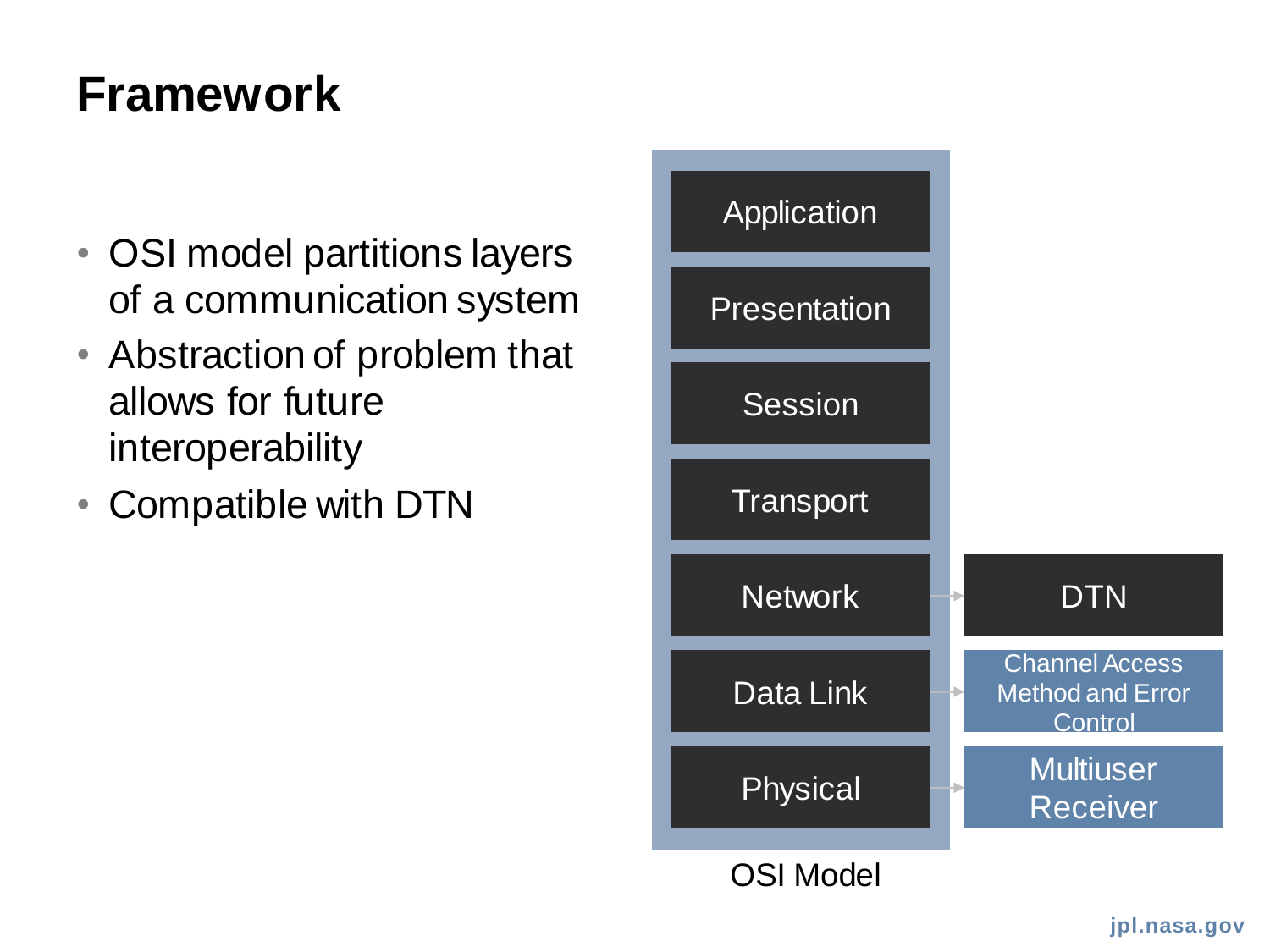# Framework

- OSI model partitions layers of a communication system
- Abstraction of problem that allows for future interoperability
- Compatible with DTN

| OSI Model | |
|---|---|
| Application | |
| Presentation | |
| Session | |
| Transport | |
| Network | DTN |
| Data Link | Channel Access Method and Error Control |
| Physical | Multiuser Receiver |

OSI Model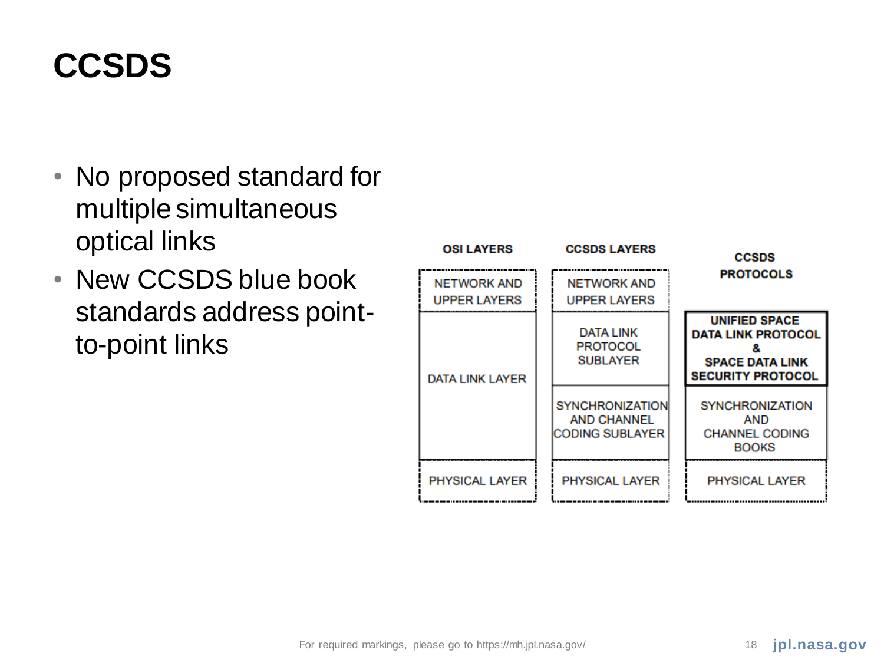# CCSDS

- No proposed standard for multiple simultaneous optical links
- New CCSDS blue book standards address point-to-point links

| OSI LAYERS | CCSDS LAYERS | CCSDS PROTOCOLS |
|---|---|---|
| NETWORK AND UPPER LAYERS | NETWORK AND UPPER LAYERS | |
| DATA LINK LAYER | DATA LINK PROTOCOL SUBLAYER | **UNIFIED SPACE DATA LINK PROTOCOL & SPACE DATA LINK SECURITY PROTOCOL** |
| | SYNCHRONIZATION AND CHANNEL CODING SUBLAYER | SYNCHRONIZATION AND CHANNEL CODING BOOKS |
| PHYSICAL LAYER | PHYSICAL LAYER | PHYSICAL LAYER |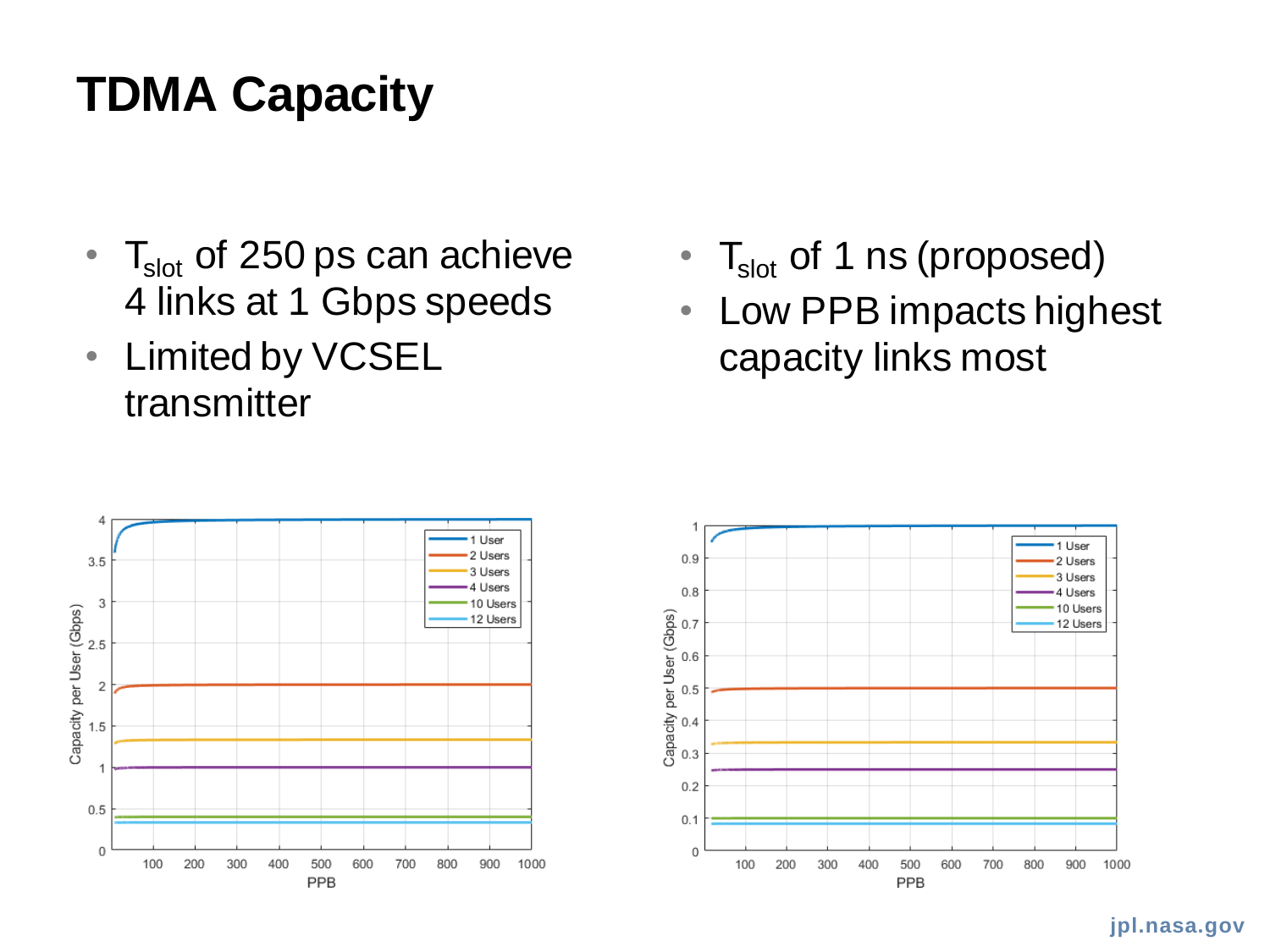# TDMA Capacity

- $T_{slot}$ of 250 ps can achieve 4 links at 1 Gbps speeds
- Limited by VCSEL transmitter

- $T_{slot}$ of 1 ns (proposed)
- Low PPB impacts highest capacity links most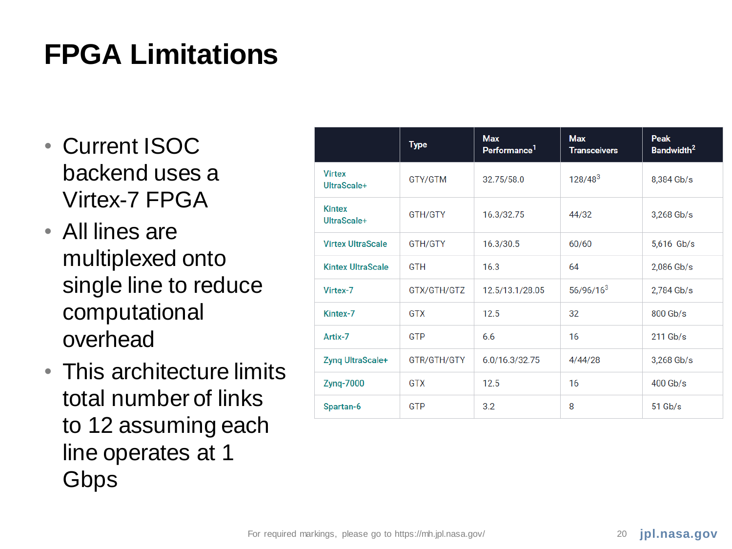# FPGA Limitations

- Current ISOC backend uses a Virtex-7 FPGA
- All lines are multiplexed onto single line to reduce computational overhead
- This architecture limits total number of links to 12 assuming each line operates at 1 Gbps

| | Type | Max Performance[1] | Max Transceivers | Peak Bandwidth[2] |
|---|---|---|---|---|
| Virtex UltraScale+ | GTY/GTM | 32.75/58.0 | 128/48[3] | 8,384 Gb/s |
| Kintex UltraScale+ | GTH/GTY | 16.3/32.75 | 44/32 | 3,268 Gb/s |
| Virtex UltraScale | GTH/GTY | 16.3/30.5 | 60/60 | 5,616 Gb/s |
| Kintex UltraScale | GTH | 16.3 | 64 | 2,086 Gb/s |
| Virtex-7 | GTX/GTH/GTZ | 12.5/13.1/28.05 | 56/96/16[3] | 2,784 Gb/s |
| Kintex-7 | GTX | 12.5 | 32 | 800 Gb/s |
| Artix-7 | GTP | 6.6 | 16 | 211 Gb/s |
| Zynq UltraScale+ | GTR/GTH/GTY | 6.0/16.3/32.75 | 4/44/28 | 3,268 Gb/s |
| Zynq-7000 | GTX | 12.5 | 16 | 400 Gb/s |
| Spartan-6 | GTP | 3.2 | 8 | 51 Gb/s |

For required markings, please go to https://mh.jpl.nasa.gov/